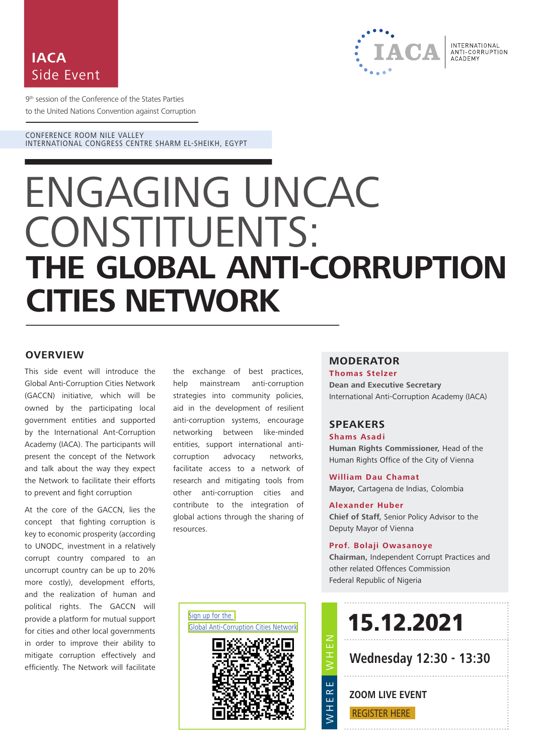**IACA**
Side Event

INTERNATIONAL ANTI-CORRUPTION ACADEMY

9th session of the Conference of the States Parties to the United Nations Convention against Corruption

CONFERENCE ROOM NILE VALLEY
INTERNATIONAL CONGRESS CENTRE SHARM EL-SHEIKH, EGYPT

# ENGAGING UNCAC CONSTITUENTS: **THE GLOBAL ANTI-CORRUPTION CITIES NETWORK**

## OVERVIEW

This side event will introduce the Global Anti-Corruption Cities Network (GACCN) initiative, which will be owned by the participating local government entities and supported by the International Ant-Corruption Academy (IACA). The participants will present the concept of the Network and talk about the way they expect the Network to facilitate their efforts to prevent and fight corruption

At the core of the GACCN, lies the concept that fighting corruption is key to economic prosperity (according to UNODC, investment in a relatively corrupt country compared to an uncorrupt country can be up to 20% more costly), development efforts, and the realization of human and political rights. The GACCN will provide a platform for mutual support for cities and other local governments in order to improve their ability to mitigate corruption effectively and efficiently. The Network will facilitate the exchange of best practices, help mainstream anti-corruption strategies into community policies, aid in the development of resilient anti-corruption systems, encourage networking between like-minded entities, support international anti-corruption advocacy networks, facilitate access to a network of research and mitigating tools from other anti-corruption cities and contribute to the integration of global actions through the sharing of resources.

Sign up for the Global Anti-Corruption Cities Network

## MODERATOR

**Thomas Stelzer**
**Dean and Executive Secretary**
International Anti-Corruption Academy (IACA)

## SPEAKERS

**Shams Asadi**
**Human Rights Commissioner,** Head of the Human Rights Office of the City of Vienna

**William Dau Chamat**
**Mayor,** Cartagena de Indias, Colombia

**Alexander Huber**
**Chief of Staff,** Senior Policy Advisor to the Deputy Mayor of Vienna

**Prof. Bolaji Owasanoye**
**Chairman,** Independent Corrupt Practices and other related Offences Commission
Federal Republic of Nigeria

WHEN

**15.12.2021**

**Wednesday 12:30 - 13:30**

WHERE

**ZOOM LIVE EVENT**

REGISTER HERE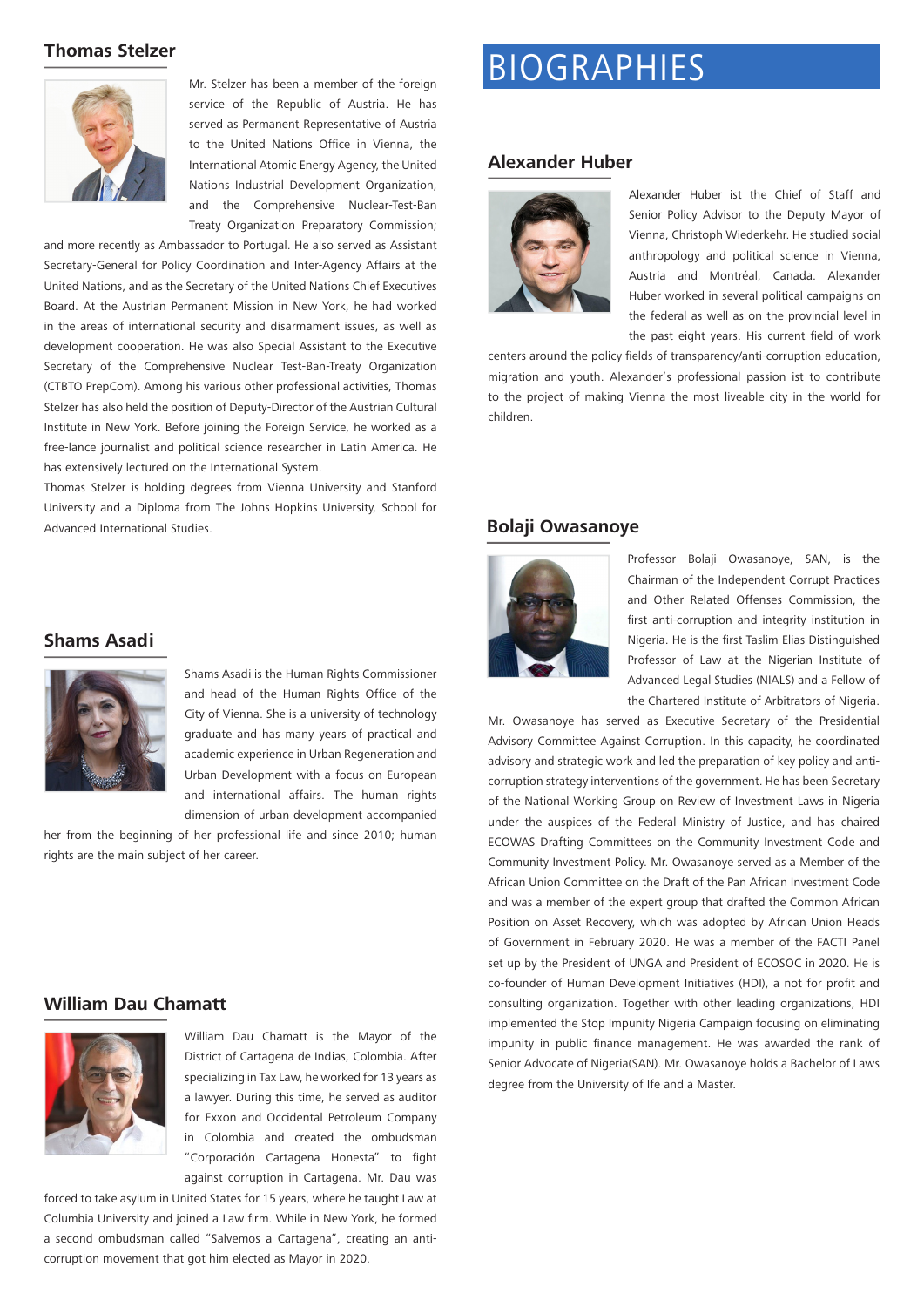# BIOGRAPHIES

## Thomas Stelzer

Mr. Stelzer has been a member of the foreign service of the Republic of Austria. He has served as Permanent Representative of Austria to the United Nations Office in Vienna, the International Atomic Energy Agency, the United Nations Industrial Development Organization, and the Comprehensive Nuclear-Test-Ban Treaty Organization Preparatory Commission; and more recently as Ambassador to Portugal. He also served as Assistant Secretary-General for Policy Coordination and Inter-Agency Affairs at the United Nations, and as the Secretary of the United Nations Chief Executives Board. At the Austrian Permanent Mission in New York, he had worked in the areas of international security and disarmament issues, as well as development cooperation. He was also Special Assistant to the Executive Secretary of the Comprehensive Nuclear Test-Ban-Treaty Organization (CTBTO PrepCom). Among his various other professional activities, Thomas Stelzer has also held the position of Deputy-Director of the Austrian Cultural Institute in New York. Before joining the Foreign Service, he worked as a free-lance journalist and political science researcher in Latin America. He has extensively lectured on the International System.

Thomas Stelzer is holding degrees from Vienna University and Stanford University and a Diploma from The Johns Hopkins University, School for Advanced International Studies.

## Shams Asadi

Shams Asadi is the Human Rights Commissioner and head of the Human Rights Office of the City of Vienna. She is a university of technology graduate and has many years of practical and academic experience in Urban Regeneration and Urban Development with a focus on European and international affairs. The human rights dimension of urban development accompanied her from the beginning of her professional life and since 2010; human rights are the main subject of her career.

## William Dau Chamatt

William Dau Chamatt is the Mayor of the District of Cartagena de Indias, Colombia. After specializing in Tax Law, he worked for 13 years as a lawyer. During this time, he served as auditor for Exxon and Occidental Petroleum Company in Colombia and created the ombudsman "Corporación Cartagena Honesta" to fight against corruption in Cartagena. Mr. Dau was forced to take asylum in United States for 15 years, where he taught Law at Columbia University and joined a Law firm. While in New York, he formed a second ombudsman called "Salvemos a Cartagena", creating an anti-corruption movement that got him elected as Mayor in 2020.

## Alexander Huber

Alexander Huber ist the Chief of Staff and Senior Policy Advisor to the Deputy Mayor of Vienna, Christoph Wiederkehr. He studied social anthropology and political science in Vienna, Austria and Montréal, Canada. Alexander Huber worked in several political campaigns on the federal as well as on the provincial level in the past eight years. His current field of work centers around the policy fields of transparency/anti-corruption education, migration and youth. Alexander's professional passion ist to contribute to the project of making Vienna the most liveable city in the world for children.

## Bolaji Owasanoye

Professor Bolaji Owasanoye, SAN, is the Chairman of the Independent Corrupt Practices and Other Related Offenses Commission, the first anti-corruption and integrity institution in Nigeria. He is the first Taslim Elias Distinguished Professor of Law at the Nigerian Institute of Advanced Legal Studies (NIALS) and a Fellow of the Chartered Institute of Arbitrators of Nigeria. Mr. Owasanoye has served as Executive Secretary of the Presidential Advisory Committee Against Corruption. In this capacity, he coordinated advisory and strategic work and led the preparation of key policy and anti-corruption strategy interventions of the government. He has been Secretary of the National Working Group on Review of Investment Laws in Nigeria under the auspices of the Federal Ministry of Justice, and has chaired ECOWAS Drafting Committees on the Community Investment Code and Community Investment Policy. Mr. Owasanoye served as a Member of the African Union Committee on the Draft of the Pan African Investment Code and was a member of the expert group that drafted the Common African Position on Asset Recovery, which was adopted by African Union Heads of Government in February 2020. He was a member of the FACTI Panel set up by the President of UNGA and President of ECOSOC in 2020. He is co-founder of Human Development Initiatives (HDI), a not for profit and consulting organization. Together with other leading organizations, HDI implemented the Stop Impunity Nigeria Campaign focusing on eliminating impunity in public finance management. He was awarded the rank of Senior Advocate of Nigeria(SAN). Mr. Owasanoye holds a Bachelor of Laws degree from the University of Ife and a Master.